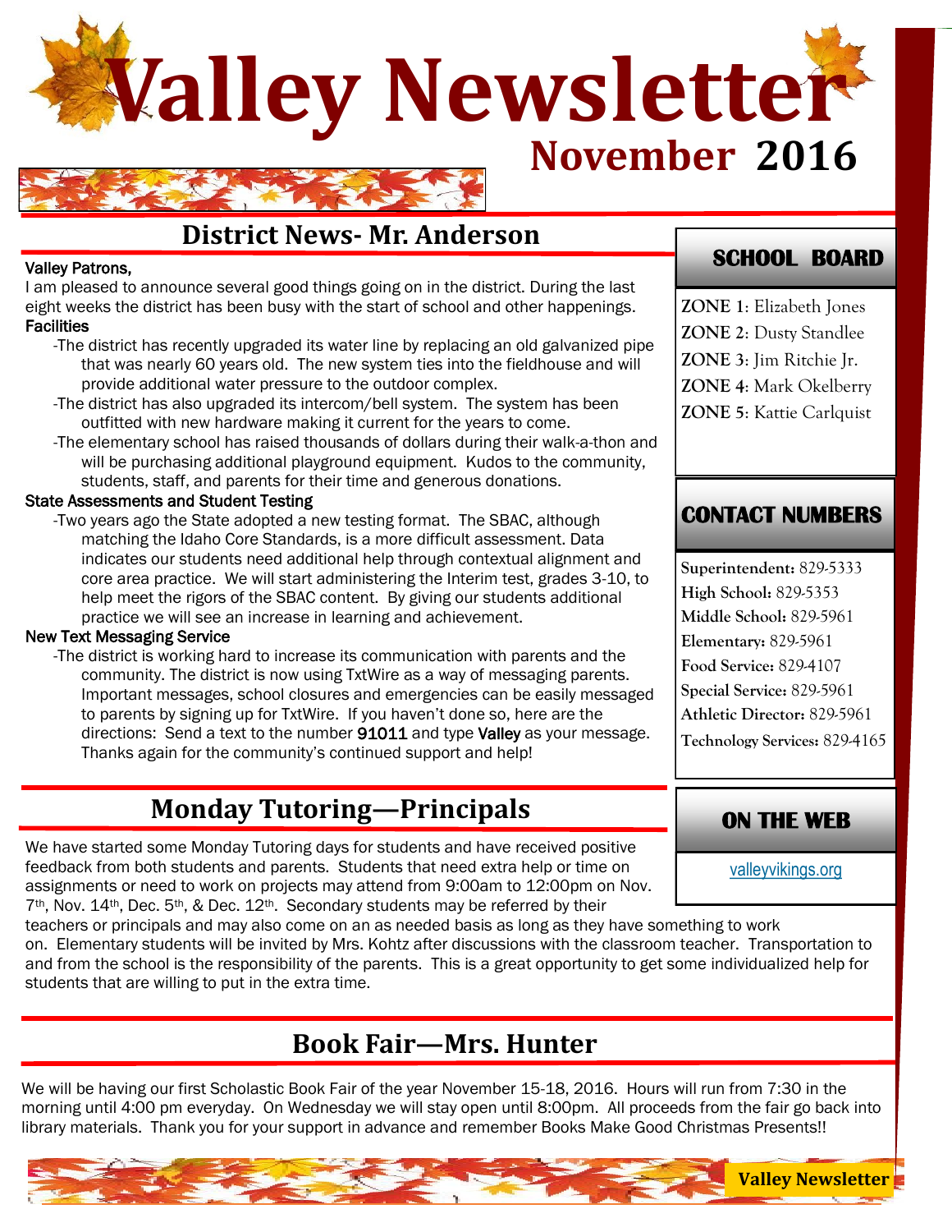# Valley Newsletter

## November 2016

## District News- Mr. Anderson

Valley Patrons,

I am pleased to announce several good things going on in the district. During the last eight weeks the district has been busy with the start of school and other happenings.

**Facilities**

- The district has recently upgraded its water line by replacing an old galvanized pipe that was nearly 60 years old. The new system ties into the fieldhouse and will provide additional water pressure to the outdoor complex.
- The district has also upgraded its intercom/bell system. The system has been outfitted with new hardware making it current for the years to come.
- The elementary school has raised thousands of dollars during their walk-a-thon and will be purchasing additional playground equipment. Kudos to the community, students, staff, and parents for their time and generous donations.

**State Assessments and Student Testing**

- Two years ago the State adopted a new testing format. The SBAC, although matching the Idaho Core Standards, is a more difficult assessment. Data indicates our students need additional help through contextual alignment and core area practice. We will start administering the Interim test, grades 3-10, to help meet the rigors of the SBAC content. By giving our students additional practice we will see an increase in learning and achievement.

**New Text Messaging Service**

- The district is working hard to increase its communication with parents and the community. The district is now using TxtWire as a way of messaging parents. Important messages, school closures and emergencies can be easily messaged to parents by signing up for TxtWire. If you haven't done so, here are the directions: Send a text to the number **91011** and type **Valley** as your message. Thanks again for the community's continued support and help!

## SCHOOL BOARD

**ZONE 1**: Elizabeth Jones
**ZONE 2**: Dusty Standlee
**ZONE 3**: Jim Ritchie Jr.
**ZONE 4**: Mark Okelberry
**ZONE 5**: Kattie Carlquist

## CONTACT NUMBERS

**Superintendent:** 829-5333
**High School:** 829-5353
**Middle School:** 829-5961
**Elementary:** 829-5961
**Food Service:** 829-4107
**Special Service:** 829-5961
**Athletic Director:** 829-5961
**Technology Services:** 829-4165

## ON THE WEB

valleyvikings.org

## Monday Tutoring—Principals

We have started some Monday Tutoring days for students and have received positive feedback from both students and parents. Students that need extra help or time on assignments or need to work on projects may attend from 9:00am to 12:00pm on Nov. 7th, Nov. 14th, Dec. 5th, & Dec. 12th. Secondary students may be referred by their teachers or principals and may also come on an as needed basis as long as they have something to work on. Elementary students will be invited by Mrs. Kohtz after discussions with the classroom teacher. Transportation to and from the school is the responsibility of the parents. This is a great opportunity to get some individualized help for students that are willing to put in the extra time.

## Book Fair—Mrs. Hunter

We will be having our first Scholastic Book Fair of the year November 15-18, 2016. Hours will run from 7:30 in the morning until 4:00 pm everyday. On Wednesday we will stay open until 8:00pm. All proceeds from the fair go back into library materials. Thank you for your support in advance and remember Books Make Good Christmas Presents!!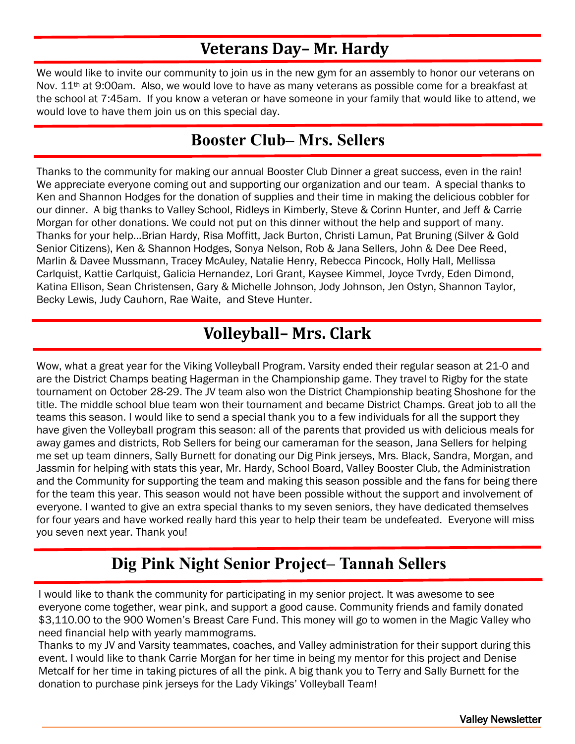## Veterans Day– Mr. Hardy

We would like to invite our community to join us in the new gym for an assembly to honor our veterans on Nov. 11th at 9:00am. Also, we would love to have as many veterans as possible come for a breakfast at the school at 7:45am. If you know a veteran or have someone in your family that would like to attend, we would love to have them join us on this special day.

## Booster Club– Mrs. Sellers

Thanks to the community for making our annual Booster Club Dinner a great success, even in the rain! We appreciate everyone coming out and supporting our organization and our team. A special thanks to Ken and Shannon Hodges for the donation of supplies and their time in making the delicious cobbler for our dinner. A big thanks to Valley School, Ridleys in Kimberly, Steve & Corinn Hunter, and Jeff & Carrie Morgan for other donations. We could not put on this dinner without the help and support of many. Thanks for your help…Brian Hardy, Risa Moffitt, Jack Burton, Christi Lamun, Pat Bruning (Silver & Gold Senior Citizens), Ken & Shannon Hodges, Sonya Nelson, Rob & Jana Sellers, John & Dee Dee Reed, Marlin & Davee Mussmann, Tracey McAuley, Natalie Henry, Rebecca Pincock, Holly Hall, Mellissa Carlquist, Kattie Carlquist, Galicia Hernandez, Lori Grant, Kaysee Kimmel, Joyce Tvrdy, Eden Dimond, Katina Ellison, Sean Christensen, Gary & Michelle Johnson, Jody Johnson, Jen Ostyn, Shannon Taylor, Becky Lewis, Judy Cauhorn, Rae Waite, and Steve Hunter.

## Volleyball– Mrs. Clark

Wow, what a great year for the Viking Volleyball Program. Varsity ended their regular season at 21-0 and are the District Champs beating Hagerman in the Championship game. They travel to Rigby for the state tournament on October 28-29. The JV team also won the District Championship beating Shoshone for the title. The middle school blue team won their tournament and became District Champs. Great job to all the teams this season. I would like to send a special thank you to a few individuals for all the support they have given the Volleyball program this season: all of the parents that provided us with delicious meals for away games and districts, Rob Sellers for being our cameraman for the season, Jana Sellers for helping me set up team dinners, Sally Burnett for donating our Dig Pink jerseys, Mrs. Black, Sandra, Morgan, and Jassmin for helping with stats this year, Mr. Hardy, School Board, Valley Booster Club, the Administration and the Community for supporting the team and making this season possible and the fans for being there for the team this year. This season would not have been possible without the support and involvement of everyone. I wanted to give an extra special thanks to my seven seniors, they have dedicated themselves for four years and have worked really hard this year to help their team be undefeated. Everyone will miss you seven next year. Thank you!

## Dig Pink Night Senior Project– Tannah Sellers

I would like to thank the community for participating in my senior project. It was awesome to see everyone come together, wear pink, and support a good cause. Community friends and family donated $3,110.00 to the 900 Women's Breast Care Fund. This money will go to women in the Magic Valley who need financial help with yearly mammograms.

Thanks to my JV and Varsity teammates, coaches, and Valley administration for their support during this event. I would like to thank Carrie Morgan for her time in being my mentor for this project and Denise Metcalf for her time in taking pictures of all the pink. A big thank you to Terry and Sally Burnett for the donation to purchase pink jerseys for the Lady Vikings' Volleyball Team!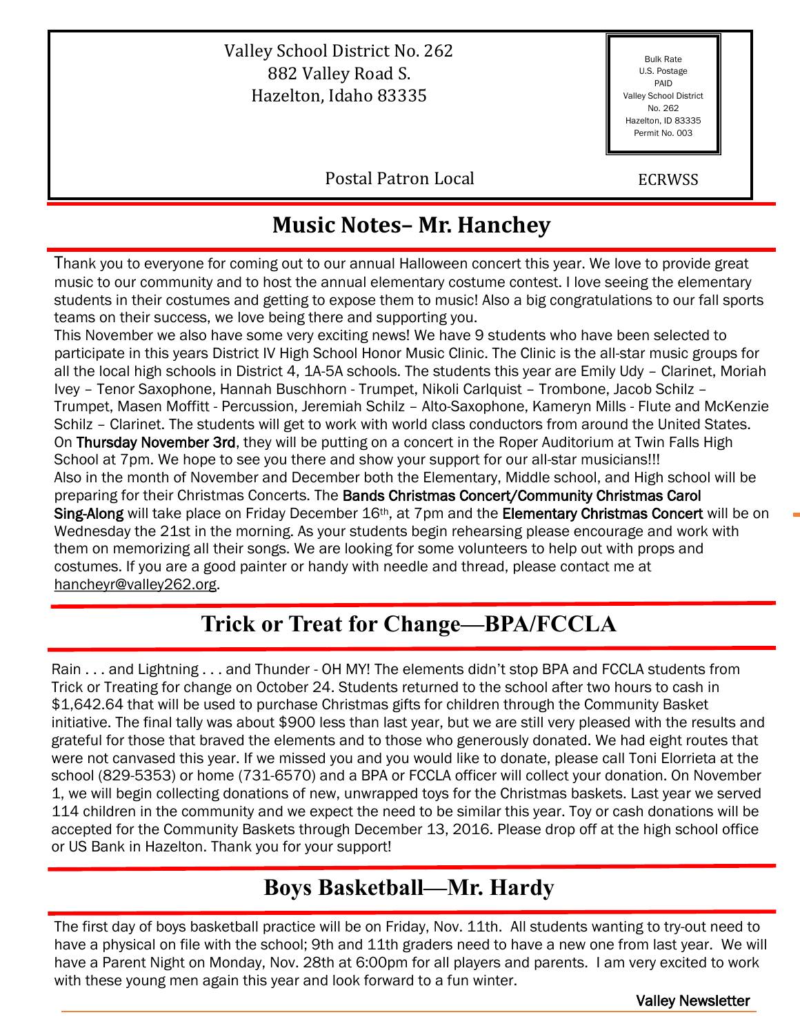Valley School District No. 262
882 Valley Road S.
Hazelton, Idaho 83335

Bulk Rate
U.S. Postage
PAID
Valley School District
No. 262
Hazelton, ID 83335
Permit No. 003

Postal Patron Local

ECRWSS

## Music Notes– Mr. Hanchey

Thank you to everyone for coming out to our annual Halloween concert this year. We love to provide great music to our community and to host the annual elementary costume contest. I love seeing the elementary students in their costumes and getting to expose them to music! Also a big congratulations to our fall sports teams on their success, we love being there and supporting you.

This November we also have some very exciting news! We have 9 students who have been selected to participate in this years District IV High School Honor Music Clinic. The Clinic is the all-star music groups for all the local high schools in District 4, 1A-5A schools. The students this year are Emily Udy – Clarinet, Moriah Ivey – Tenor Saxophone, Hannah Buschhorn - Trumpet, Nikoli Carlquist – Trombone, Jacob Schilz – Trumpet, Masen Moffitt - Percussion, Jeremiah Schilz – Alto-Saxophone, Kameryn Mills - Flute and McKenzie Schilz – Clarinet. The students will get to work with world class conductors from around the United States. On **Thursday November 3rd**, they will be putting on a concert in the Roper Auditorium at Twin Falls High School at 7pm. We hope to see you there and show your support for our all-star musicians!!!

Also in the month of November and December both the Elementary, Middle school, and High school will be preparing for their Christmas Concerts. The **Bands Christmas Concert/Community Christmas Carol Sing-Along** will take place on Friday December 16th, at 7pm and the **Elementary Christmas Concert** will be on Wednesday the 21st in the morning. As your students begin rehearsing please encourage and work with them on memorizing all their songs. We are looking for some volunteers to help out with props and costumes. If you are a good painter or handy with needle and thread, please contact me at hancheyr@valley262.org.

## Trick or Treat for Change—BPA/FCCLA

Rain . . . and Lightning . . . and Thunder - OH MY! The elements didn't stop BPA and FCCLA students from Trick or Treating for change on October 24. Students returned to the school after two hours to cash in $1,642.64 that will be used to purchase Christmas gifts for children through the Community Basket initiative. The final tally was about $900 less than last year, but we are still very pleased with the results and grateful for those that braved the elements and to those who generously donated. We had eight routes that were not canvased this year. If we missed you and you would like to donate, please call Toni Elorrieta at the school (829-5353) or home (731-6570) and a BPA or FCCLA officer will collect your donation. On November 1, we will begin collecting donations of new, unwrapped toys for the Christmas baskets. Last year we served 114 children in the community and we expect the need to be similar this year. Toy or cash donations will be accepted for the Community Baskets through December 13, 2016. Please drop off at the high school office or US Bank in Hazelton. Thank you for your support!

## Boys Basketball—Mr. Hardy

The first day of boys basketball practice will be on Friday, Nov. 11th. All students wanting to try-out need to have a physical on file with the school; 9th and 11th graders need to have a new one from last year. We will have a Parent Night on Monday, Nov. 28th at 6:00pm for all players and parents. I am very excited to work with these young men again this year and look forward to a fun winter.